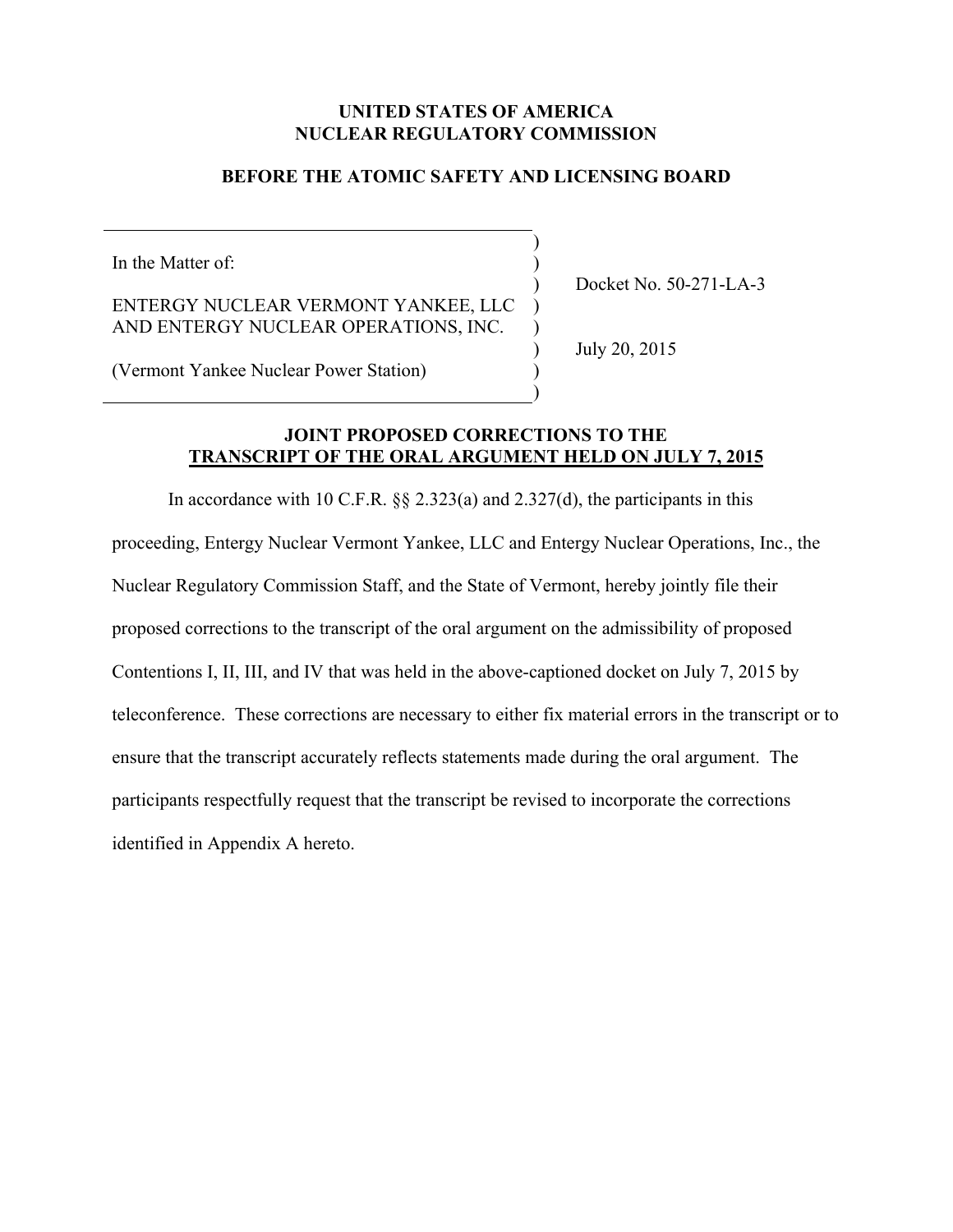**UNITED STATES OF AMERICA**
**NUCLEAR REGULATORY COMMISSION**

**BEFORE THE ATOMIC SAFETY AND LICENSING BOARD**

| | | |
|---|---|---|
| In the Matter of: | ) | |
| ENTERGY NUCLEAR VERMONT YANKEE, LLC AND ENTERGY NUCLEAR OPERATIONS, INC. | ) | Docket No. 50-271-LA-3 |
| (Vermont Yankee Nuclear Power Station) | ) | July 20, 2015 |

**JOINT PROPOSED CORRECTIONS TO THE**
**TRANSCRIPT OF THE ORAL ARGUMENT HELD ON JULY 7, 2015**

In accordance with 10 C.F.R. §§ 2.323(a) and 2.327(d), the participants in this proceeding, Entergy Nuclear Vermont Yankee, LLC and Entergy Nuclear Operations, Inc., the Nuclear Regulatory Commission Staff, and the State of Vermont, hereby jointly file their proposed corrections to the transcript of the oral argument on the admissibility of proposed Contentions I, II, III, and IV that was held in the above-captioned docket on July 7, 2015 by teleconference. These corrections are necessary to either fix material errors in the transcript or to ensure that the transcript accurately reflects statements made during the oral argument. The participants respectfully request that the transcript be revised to incorporate the corrections identified in Appendix A hereto.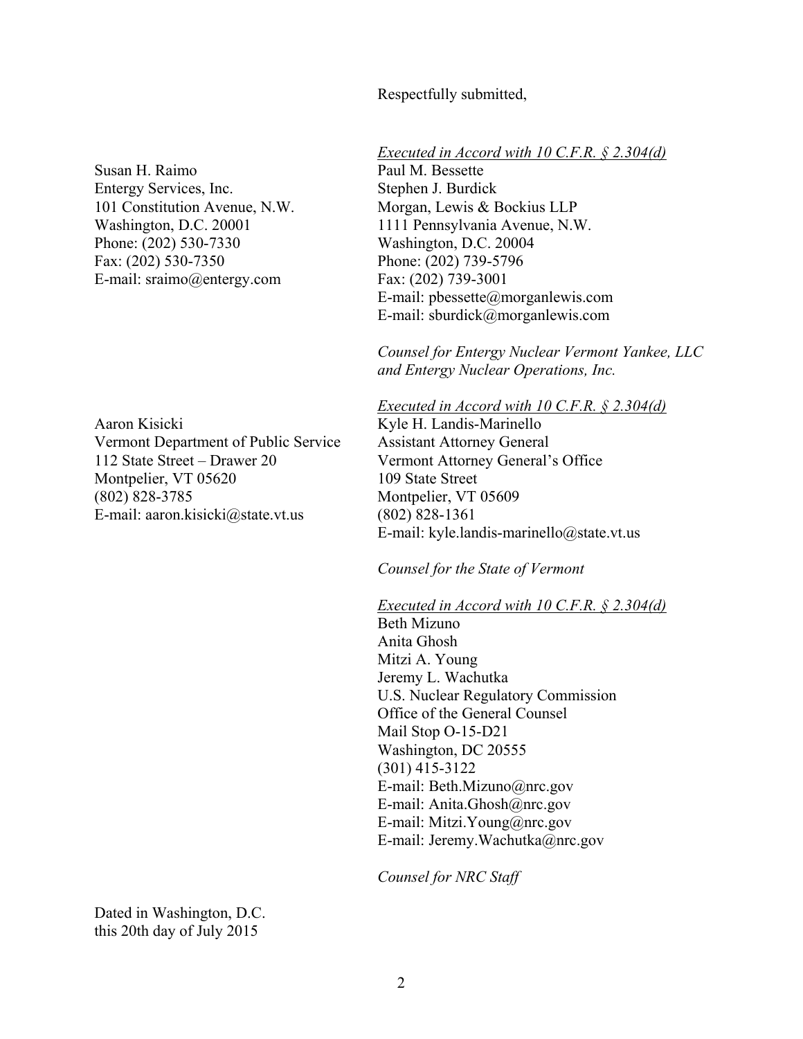Respectfully submitted,

*Executed in Accord with 10 C.F.R. § 2.304(d)*
Paul M. Bessette
Stephen J. Burdick
Morgan, Lewis & Bockius LLP
1111 Pennsylvania Avenue, N.W.
Washington, D.C. 20004
Phone: (202) 739-5796
Fax: (202) 739-3001
E-mail: pbessette@morganlewis.com
E-mail: sburdick@morganlewis.com

Susan H. Raimo
Entergy Services, Inc.
101 Constitution Avenue, N.W.
Washington, D.C. 20001
Phone: (202) 530-7330
Fax: (202) 530-7350
E-mail: sraimo@entergy.com

*Counsel for Entergy Nuclear Vermont Yankee, LLC and Entergy Nuclear Operations, Inc.*

*Executed in Accord with 10 C.F.R. § 2.304(d)*
Kyle H. Landis-Marinello
Assistant Attorney General
Vermont Attorney General's Office
109 State Street
Montpelier, VT 05609
(802) 828-1361
E-mail: kyle.landis-marinello@state.vt.us

Aaron Kisicki
Vermont Department of Public Service
112 State Street – Drawer 20
Montpelier, VT 05620
(802) 828-3785
E-mail: aaron.kisicki@state.vt.us

*Counsel for the State of Vermont*

*Executed in Accord with 10 C.F.R. § 2.304(d)*
Beth Mizuno
Anita Ghosh
Mitzi A. Young
Jeremy L. Wachutka
U.S. Nuclear Regulatory Commission
Office of the General Counsel
Mail Stop O-15-D21
Washington, DC 20555
(301) 415-3122
E-mail: Beth.Mizuno@nrc.gov
E-mail: Anita.Ghosh@nrc.gov
E-mail: Mitzi.Young@nrc.gov
E-mail: Jeremy.Wachutka@nrc.gov

*Counsel for NRC Staff*

Dated in Washington, D.C.
this 20th day of July 2015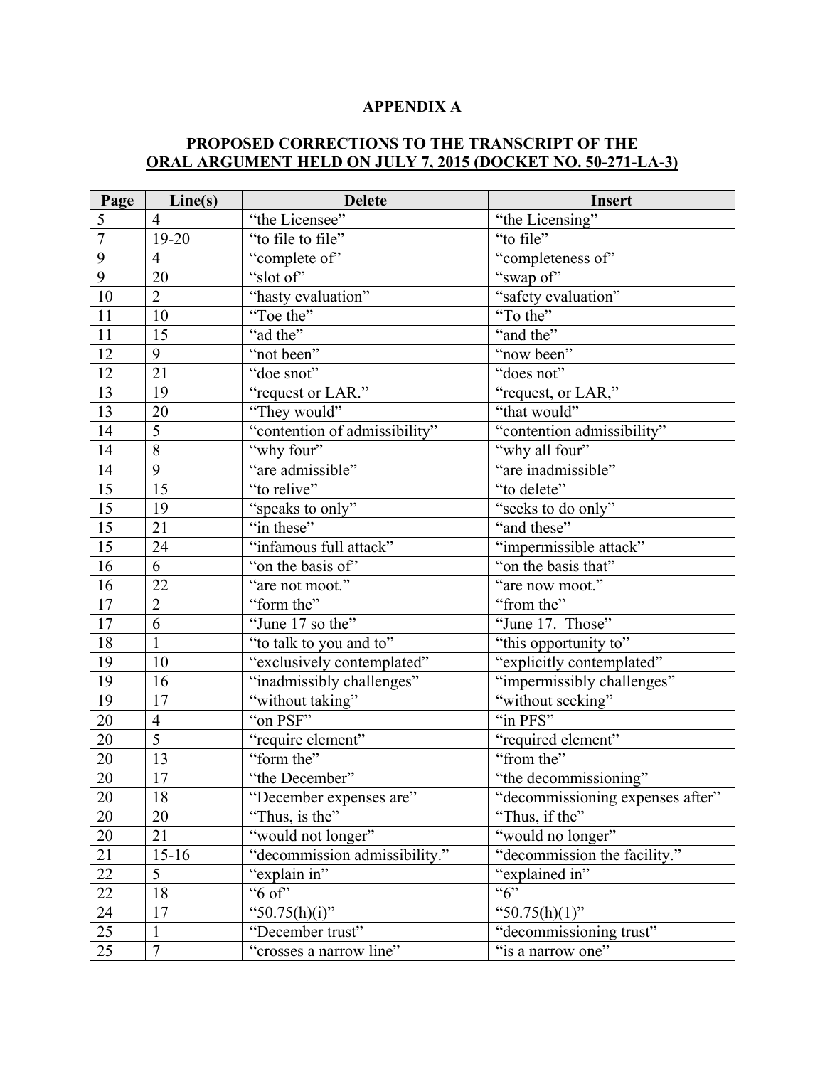**APPENDIX A**

**PROPOSED CORRECTIONS TO THE TRANSCRIPT OF THE ORAL ARGUMENT HELD ON JULY 7, 2015 (DOCKET NO. 50-271-LA-3)**

| Page | Line(s) | Delete | Insert |
|---|---|---|---|
| 5 | 4 | "the Licensee" | "the Licensing" |
| 7 | 19-20 | "to file to file" | "to file" |
| 9 | 4 | "complete of" | "completeness of" |
| 9 | 20 | "slot of" | "swap of" |
| 10 | 2 | "hasty evaluation" | "safety evaluation" |
| 11 | 10 | "Toe the" | "To the" |
| 11 | 15 | "ad the" | "and the" |
| 12 | 9 | "not been" | "now been" |
| 12 | 21 | "doe snot" | "does not" |
| 13 | 19 | "request or LAR." | "request, or LAR," |
| 13 | 20 | "They would" | "that would" |
| 14 | 5 | "contention of admissibility" | "contention admissibility" |
| 14 | 8 | "why four" | "why all four" |
| 14 | 9 | "are admissible" | "are inadmissible" |
| 15 | 15 | "to relive" | "to delete" |
| 15 | 19 | "speaks to only" | "seeks to do only" |
| 15 | 21 | "in these" | "and these" |
| 15 | 24 | "infamous full attack" | "impermissible attack" |
| 16 | 6 | "on the basis of" | "on the basis that" |
| 16 | 22 | "are not moot." | "are now moot." |
| 17 | 2 | "form the" | "from the" |
| 17 | 6 | "June 17 so the" | "June 17. Those" |
| 18 | 1 | "to talk to you and to" | "this opportunity to" |
| 19 | 10 | "exclusively contemplated" | "explicitly contemplated" |
| 19 | 16 | "inadmissibly challenges" | "impermissibly challenges" |
| 19 | 17 | "without taking" | "without seeking" |
| 20 | 4 | "on PSF" | "in PFS" |
| 20 | 5 | "require element" | "required element" |
| 20 | 13 | "form the" | "from the" |
| 20 | 17 | "the December" | "the decommissioning" |
| 20 | 18 | "December expenses are" | "decommissioning expenses after" |
| 20 | 20 | "Thus, is the" | "Thus, if the" |
| 20 | 21 | "would not longer" | "would no longer" |
| 21 | 15-16 | "decommission admissibility." | "decommission the facility." |
| 22 | 5 | "explain in" | "explained in" |
| 22 | 18 | "6 of" | "6" |
| 24 | 17 | "50.75(h)(i)" | "50.75(h)(1)" |
| 25 | 1 | "December trust" | "decommissioning trust" |
| 25 | 7 | "crosses a narrow line" | "is a narrow one" |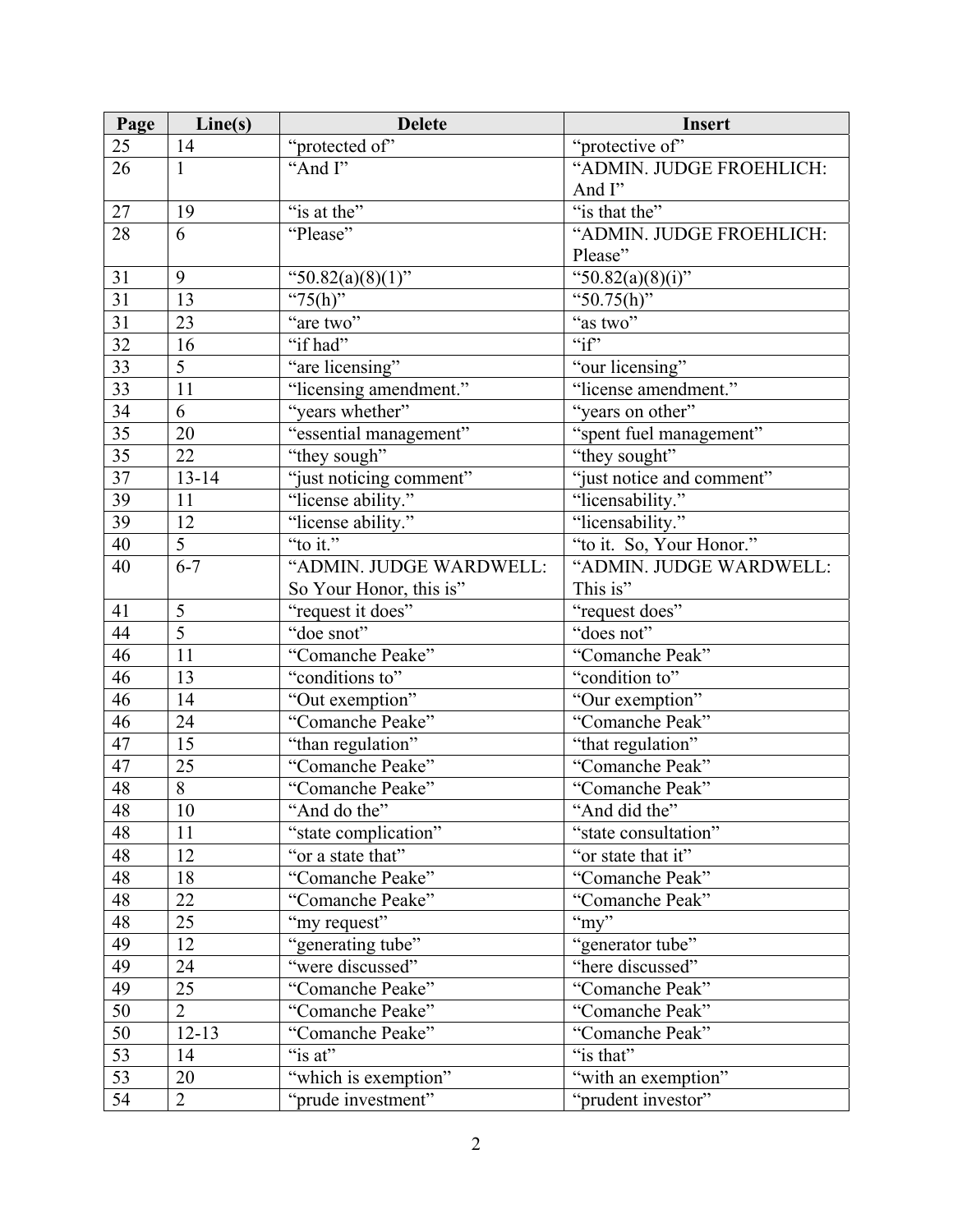| Page | Line(s) | Delete | Insert |
| --- | --- | --- | --- |
| 25 | 14 | “protected of” | “protective of” |
| 26 | 1 | “And I” | “ADMIN. JUDGE FROEHLICH: And I” |
| 27 | 19 | “is at the” | “is that the” |
| 28 | 6 | “Please” | “ADMIN. JUDGE FROEHLICH: Please” |
| 31 | 9 | “50.82(a)(8)(1)” | “50.82(a)(8)(i)” |
| 31 | 13 | “75(h)” | “50.75(h)” |
| 31 | 23 | “are two” | “as two” |
| 32 | 16 | “if had” | “if” |
| 33 | 5 | “are licensing” | “our licensing” |
| 33 | 11 | “licensing amendment.” | “license amendment.” |
| 34 | 6 | “years whether” | “years on other” |
| 35 | 20 | “essential management” | “spent fuel management” |
| 35 | 22 | “they sough” | “they sought” |
| 37 | 13-14 | “just noticing comment” | “just notice and comment” |
| 39 | 11 | “license ability.” | “licensability.” |
| 39 | 12 | “license ability.” | “licensability.” |
| 40 | 5 | “to it.” | “to it. So, Your Honor.” |
| 40 | 6-7 | “ADMIN. JUDGE WARDWELL: So Your Honor, this is” | “ADMIN. JUDGE WARDWELL: This is” |
| 41 | 5 | “request it does” | “request does” |
| 44 | 5 | “doe snot” | “does not” |
| 46 | 11 | “Comanche Peake” | “Comanche Peak” |
| 46 | 13 | “conditions to” | “condition to” |
| 46 | 14 | “Out exemption” | “Our exemption” |
| 46 | 24 | “Comanche Peake” | “Comanche Peak” |
| 47 | 15 | “than regulation” | “that regulation” |
| 47 | 25 | “Comanche Peake” | “Comanche Peak” |
| 48 | 8 | “Comanche Peake” | “Comanche Peak” |
| 48 | 10 | “And do the” | “And did the” |
| 48 | 11 | “state complication” | “state consultation” |
| 48 | 12 | “or a state that” | “or state that it” |
| 48 | 18 | “Comanche Peake” | “Comanche Peak” |
| 48 | 22 | “Comanche Peake” | “Comanche Peak” |
| 48 | 25 | “my request” | “my” |
| 49 | 12 | “generating tube” | “generator tube” |
| 49 | 24 | “were discussed” | “here discussed” |
| 49 | 25 | “Comanche Peake” | “Comanche Peak” |
| 50 | 2 | “Comanche Peake” | “Comanche Peak” |
| 50 | 12-13 | “Comanche Peake” | “Comanche Peak” |
| 53 | 14 | “is at” | “is that” |
| 53 | 20 | “which is exemption” | “with an exemption” |
| 54 | 2 | “prude investment” | “prudent investor” |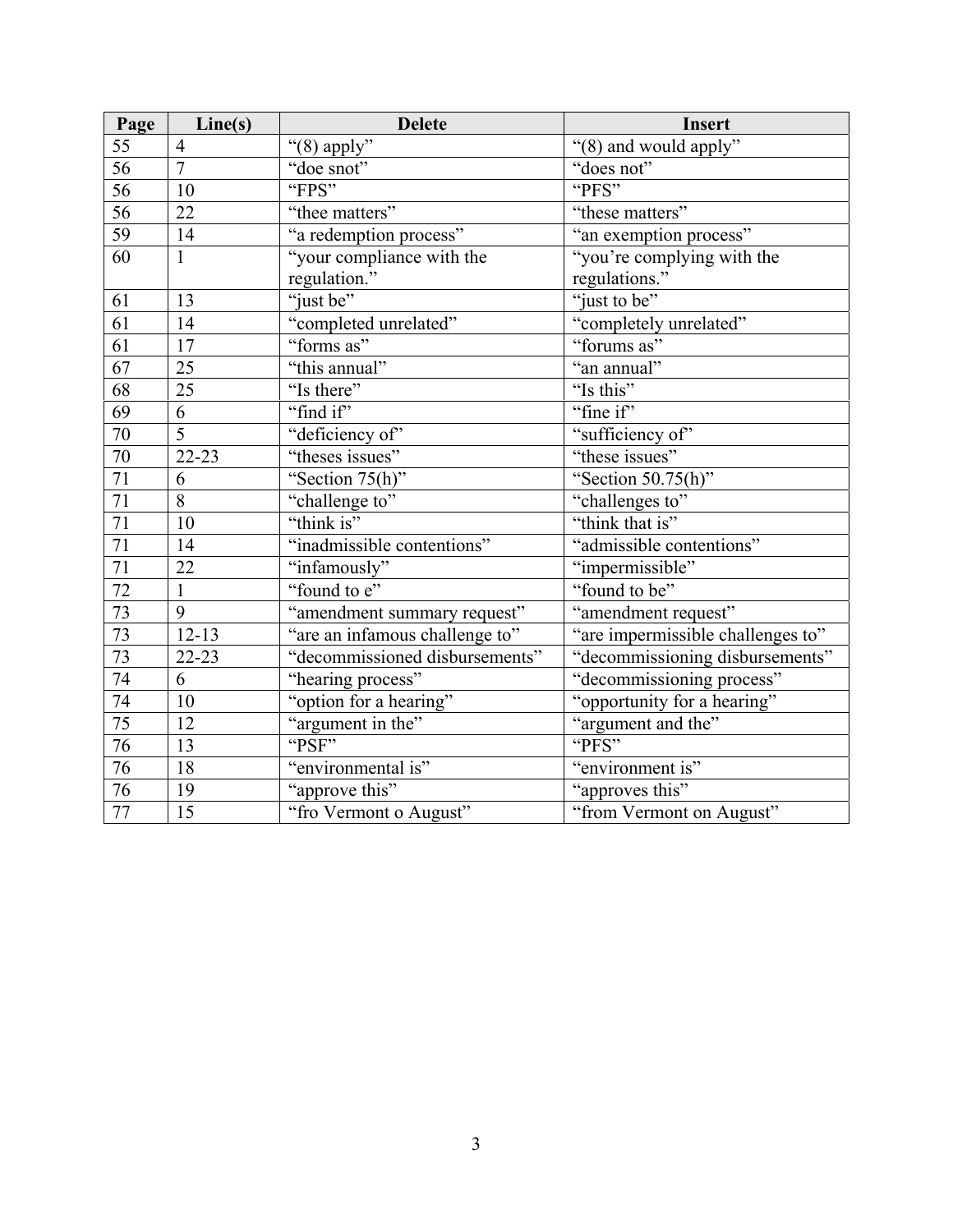| Page | Line(s) | Delete | Insert |
|---|---|---|---|
| 55 | 4 | "(8) apply" | "(8) and would apply" |
| 56 | 7 | "doe snot" | "does not" |
| 56 | 10 | "FPS" | "PFS" |
| 56 | 22 | "thee matters" | "these matters" |
| 59 | 14 | "a redemption process" | "an exemption process" |
| 60 | 1 | "your compliance with the regulation." | "you're complying with the regulations." |
| 61 | 13 | "just be" | "just to be" |
| 61 | 14 | "completed unrelated" | "completely unrelated" |
| 61 | 17 | "forms as" | "forums as" |
| 67 | 25 | "this annual" | "an annual" |
| 68 | 25 | "Is there" | "Is this" |
| 69 | 6 | "find if" | "fine if" |
| 70 | 5 | "deficiency of" | "sufficiency of" |
| 70 | 22-23 | "theses issues" | "these issues" |
| 71 | 6 | "Section 75(h)" | "Section 50.75(h)" |
| 71 | 8 | "challenge to" | "challenges to" |
| 71 | 10 | "think is" | "think that is" |
| 71 | 14 | "inadmissible contentions" | "admissible contentions" |
| 71 | 22 | "infamously" | "impermissible" |
| 72 | 1 | "found to e" | "found to be" |
| 73 | 9 | "amendment summary request" | "amendment request" |
| 73 | 12-13 | "are an infamous challenge to" | "are impermissible challenges to" |
| 73 | 22-23 | "decommissioned disbursements" | "decommissioning disbursements" |
| 74 | 6 | "hearing process" | "decommissioning process" |
| 74 | 10 | "option for a hearing" | "opportunity for a hearing" |
| 75 | 12 | "argument in the" | "argument and the" |
| 76 | 13 | "PSF" | "PFS" |
| 76 | 18 | "environmental is" | "environment is" |
| 76 | 19 | "approve this" | "approves this" |
| 77 | 15 | "fro Vermont o August" | "from Vermont on August" |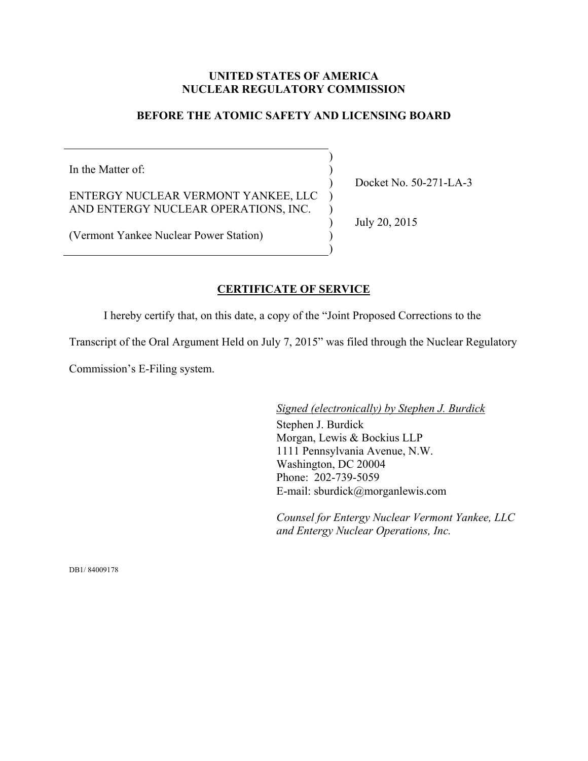**UNITED STATES OF AMERICA**
**NUCLEAR REGULATORY COMMISSION**

**BEFORE THE ATOMIC SAFETY AND LICENSING BOARD**

| | | |
|---|---|---|
| In the Matter of: | ) | |
| ENTERGY NUCLEAR VERMONT YANKEE, LLC AND ENTERGY NUCLEAR OPERATIONS, INC. | ) | Docket No. 50-271-LA-3 |
| (Vermont Yankee Nuclear Power Station) | ) | July 20, 2015 |

## CERTIFICATE OF SERVICE

I hereby certify that, on this date, a copy of the "Joint Proposed Corrections to the Transcript of the Oral Argument Held on July 7, 2015" was filed through the Nuclear Regulatory Commission's E-Filing system.

*Signed (electronically) by Stephen J. Burdick*
Stephen J. Burdick
Morgan, Lewis & Bockius LLP
1111 Pennsylvania Avenue, N.W.
Washington, DC 20004
Phone: 202-739-5059
E-mail: sburdick@morganlewis.com

*Counsel for Entergy Nuclear Vermont Yankee, LLC and Entergy Nuclear Operations, Inc.*

DB1/ 84009178